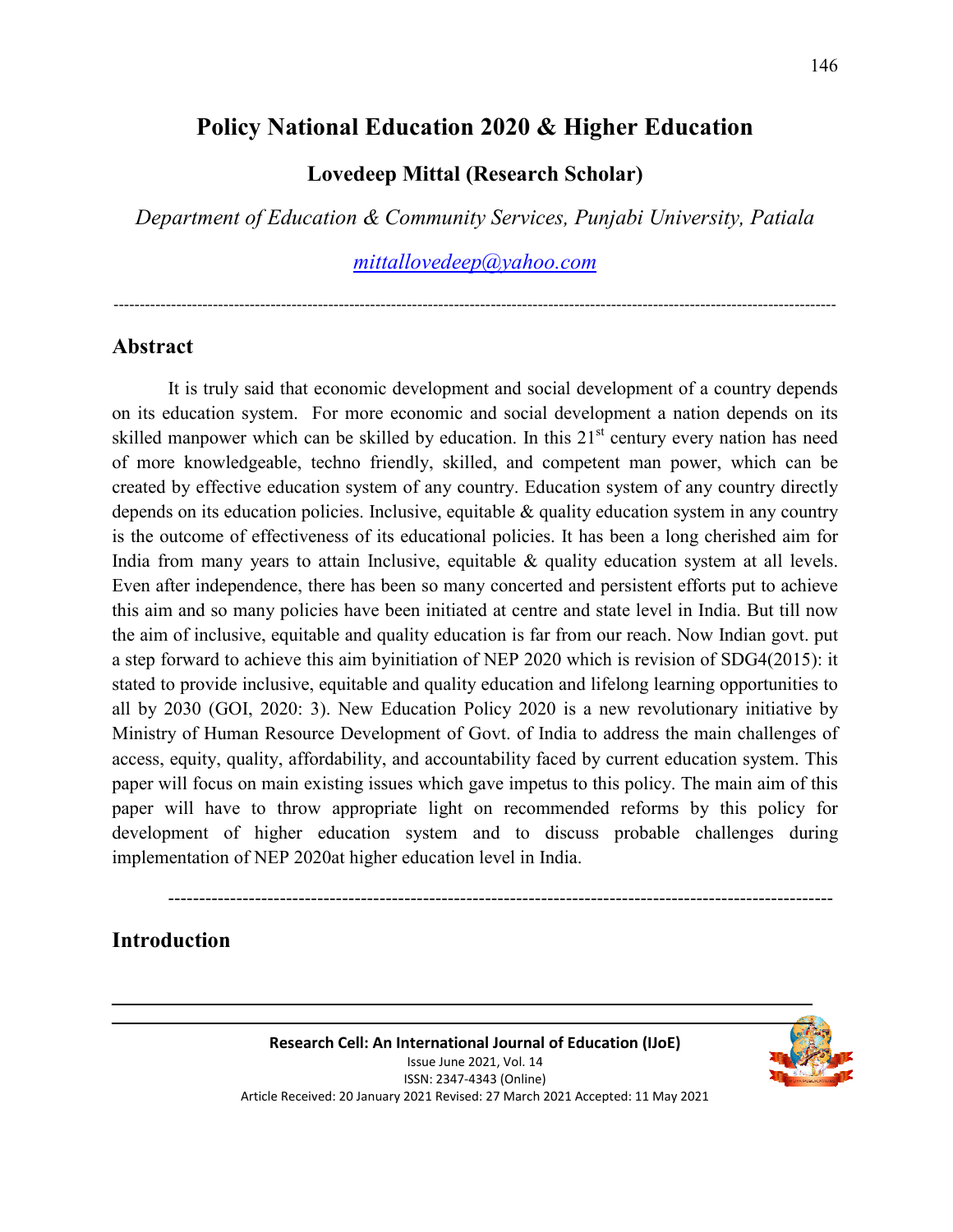# Policy National Education 2020 & Higher Education

**Lovedeep Mittal (Research Scholar)**

*Department of Education & Community Services, Punjabi University, Patiala*

*mittallovedeep@yahoo.com*

---

## Abstract

It is truly said that economic development and social development of a country depends on its education system. For more economic and social development a nation depends on its skilled manpower which can be skilled by education. In this 21st century every nation has need of more knowledgeable, techno friendly, skilled, and competent man power, which can be created by effective education system of any country. Education system of any country directly depends on its education policies. Inclusive, equitable & quality education system in any country is the outcome of effectiveness of its educational policies. It has been a long cherished aim for India from many years to attain Inclusive, equitable & quality education system at all levels. Even after independence, there has been so many concerted and persistent efforts put to achieve this aim and so many policies have been initiated at centre and state level in India. But till now the aim of inclusive, equitable and quality education is far from our reach. Now Indian govt. put a step forward to achieve this aim byinitiation of NEP 2020 which is revision of SDG4(2015): it stated to provide inclusive, equitable and quality education and lifelong learning opportunities to all by 2030 (GOI, 2020: 3). New Education Policy 2020 is a new revolutionary initiative by Ministry of Human Resource Development of Govt. of India to address the main challenges of access, equity, quality, affordability, and accountability faced by current education system. This paper will focus on main existing issues which gave impetus to this policy. The main aim of this paper will have to throw appropriate light on recommended reforms by this policy for development of higher education system and to discuss probable challenges during implementation of NEP 2020at higher education level in India.

---

## Introduction

Research Cell: An International Journal of Education (IJoE)
Issue June 2021, Vol. 14
ISSN: 2347-4343 (Online)
Article Received: 20 January 2021 Revised: 27 March 2021 Accepted: 11 May 2021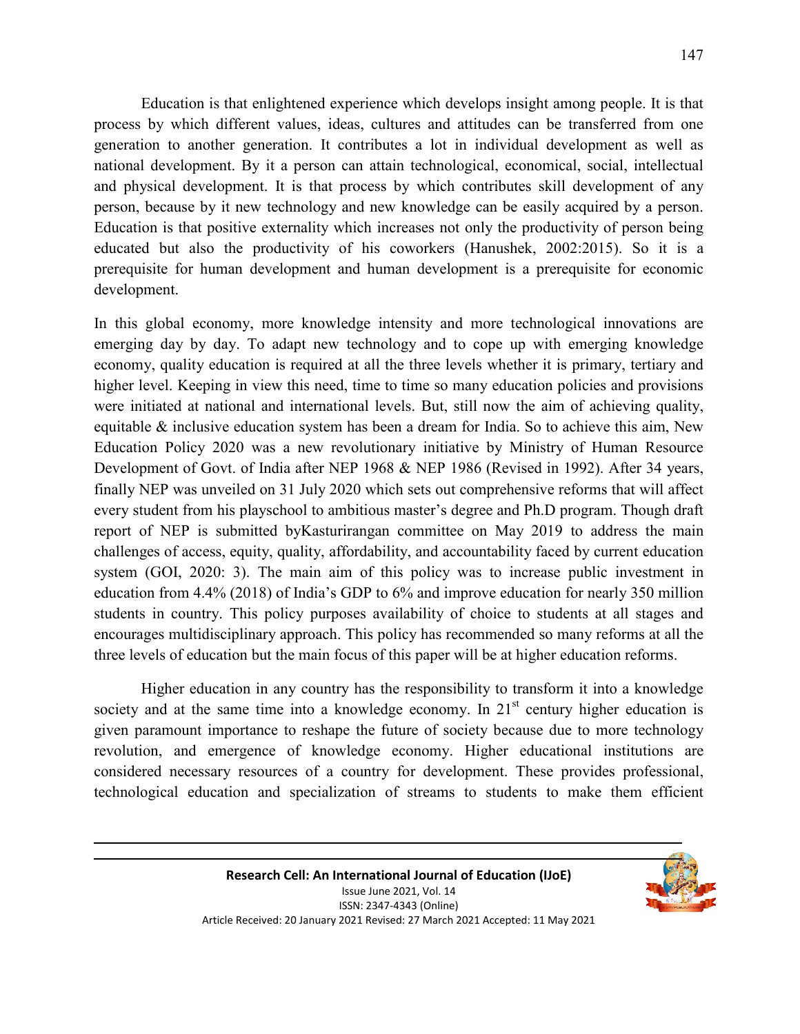Education is that enlightened experience which develops insight among people. It is that process by which different values, ideas, cultures and attitudes can be transferred from one generation to another generation. It contributes a lot in individual development as well as national development. By it a person can attain technological, economical, social, intellectual and physical development. It is that process by which contributes skill development of any person, because by it new technology and new knowledge can be easily acquired by a person. Education is that positive externality which increases not only the productivity of person being educated but also the productivity of his coworkers (Hanushek, 2002:2015). So it is a prerequisite for human development and human development is a prerequisite for economic development.

In this global economy, more knowledge intensity and more technological innovations are emerging day by day. To adapt new technology and to cope up with emerging knowledge economy, quality education is required at all the three levels whether it is primary, tertiary and higher level. Keeping in view this need, time to time so many education policies and provisions were initiated at national and international levels. But, still now the aim of achieving quality, equitable & inclusive education system has been a dream for India. So to achieve this aim, New Education Policy 2020 was a new revolutionary initiative by Ministry of Human Resource Development of Govt. of India after NEP 1968 & NEP 1986 (Revised in 1992). After 34 years, finally NEP was unveiled on 31 July 2020 which sets out comprehensive reforms that will affect every student from his playschool to ambitious master's degree and Ph.D program. Though draft report of NEP is submitted byKasturirangan committee on May 2019 to address the main challenges of access, equity, quality, affordability, and accountability faced by current education system (GOI, 2020: 3). The main aim of this policy was to increase public investment in education from 4.4% (2018) of India's GDP to 6% and improve education for nearly 350 million students in country. This policy purposes availability of choice to students at all stages and encourages multidisciplinary approach. This policy has recommended so many reforms at all the three levels of education but the main focus of this paper will be at higher education reforms.

Higher education in any country has the responsibility to transform it into a knowledge society and at the same time into a knowledge economy. In 21st century higher education is given paramount importance to reshape the future of society because due to more technology revolution, and emergence of knowledge economy. Higher educational institutions are considered necessary resources of a country for development. These provides professional, technological education and specialization of streams to students to make them efficient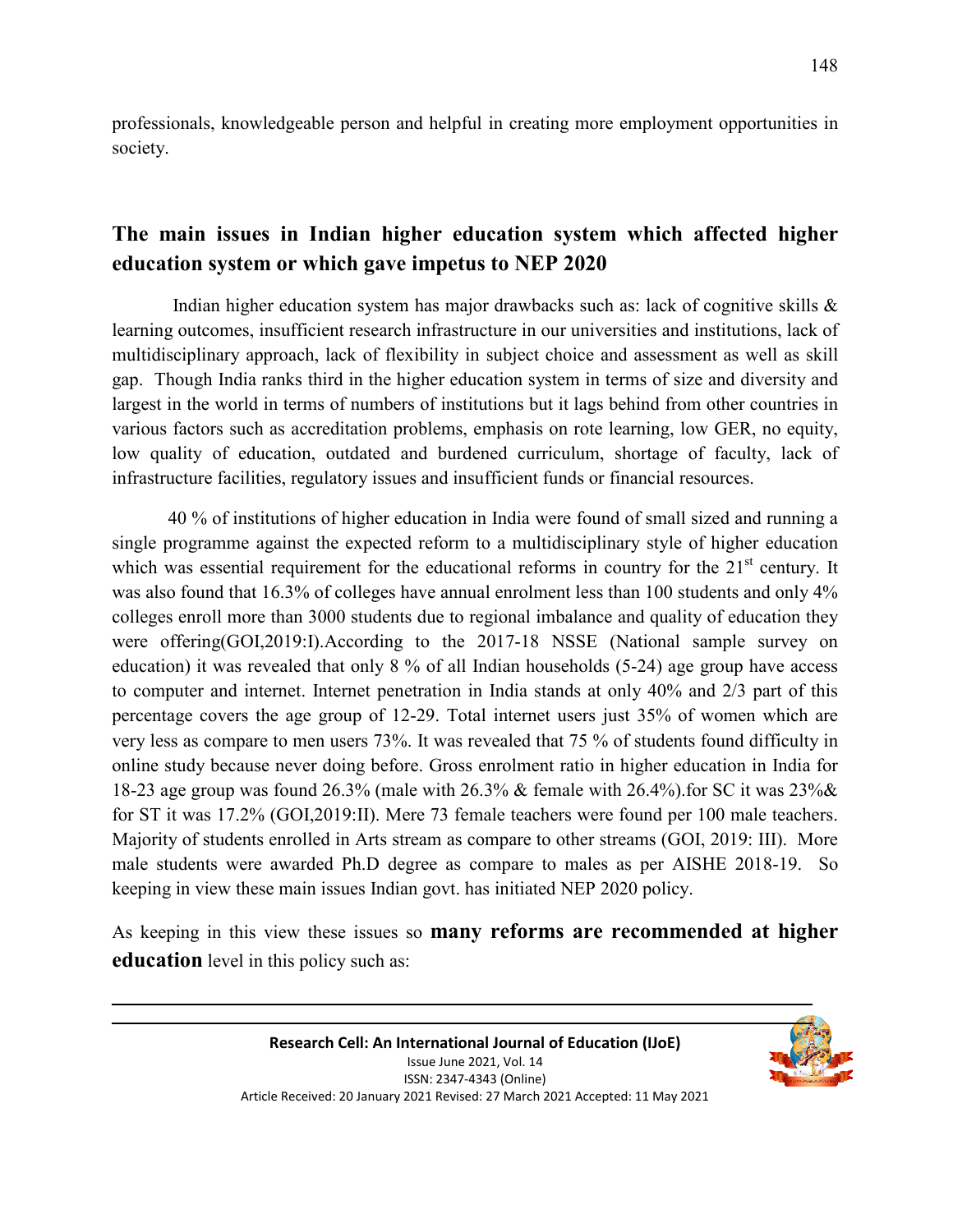professionals, knowledgeable person and helpful in creating more employment opportunities in society.

## The main issues in Indian higher education system which affected higher education system or which gave impetus to NEP 2020

Indian higher education system has major drawbacks such as: lack of cognitive skills & learning outcomes, insufficient research infrastructure in our universities and institutions, lack of multidisciplinary approach, lack of flexibility in subject choice and assessment as well as skill gap. Though India ranks third in the higher education system in terms of size and diversity and largest in the world in terms of numbers of institutions but it lags behind from other countries in various factors such as accreditation problems, emphasis on rote learning, low GER, no equity, low quality of education, outdated and burdened curriculum, shortage of faculty, lack of infrastructure facilities, regulatory issues and insufficient funds or financial resources.

40 % of institutions of higher education in India were found of small sized and running a single programme against the expected reform to a multidisciplinary style of higher education which was essential requirement for the educational reforms in country for the 21st century. It was also found that 16.3% of colleges have annual enrolment less than 100 students and only 4% colleges enroll more than 3000 students due to regional imbalance and quality of education they were offering(GOI,2019:I).According to the 2017-18 NSSE (National sample survey on education) it was revealed that only 8 % of all Indian households (5-24) age group have access to computer and internet. Internet penetration in India stands at only 40% and 2/3 part of this percentage covers the age group of 12-29. Total internet users just 35% of women which are very less as compare to men users 73%. It was revealed that 75 % of students found difficulty in online study because never doing before. Gross enrolment ratio in higher education in India for 18-23 age group was found 26.3% (male with 26.3% & female with 26.4%).for SC it was 23%& for ST it was 17.2% (GOI,2019:II). Mere 73 female teachers were found per 100 male teachers. Majority of students enrolled in Arts stream as compare to other streams (GOI, 2019: III). More male students were awarded Ph.D degree as compare to males as per AISHE 2018-19. So keeping in view these main issues Indian govt. has initiated NEP 2020 policy.

As keeping in this view these issues so **many reforms are recommended at higher education** level in this policy such as: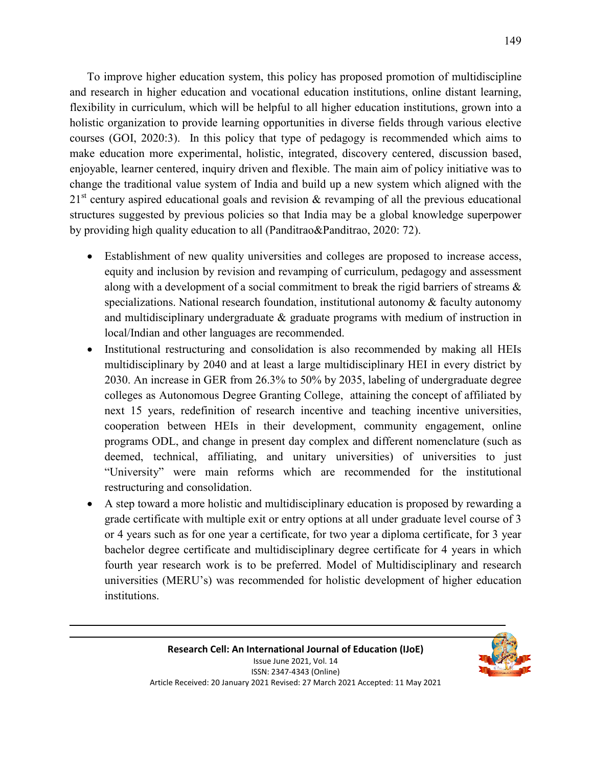To improve higher education system, this policy has proposed promotion of multidiscipline and research in higher education and vocational education institutions, online distant learning, flexibility in curriculum, which will be helpful to all higher education institutions, grown into a holistic organization to provide learning opportunities in diverse fields through various elective courses (GOI, 2020:3). In this policy that type of pedagogy is recommended which aims to make education more experimental, holistic, integrated, discovery centered, discussion based, enjoyable, learner centered, inquiry driven and flexible. The main aim of policy initiative was to change the traditional value system of India and build up a new system which aligned with the 21st century aspired educational goals and revision & revamping of all the previous educational structures suggested by previous policies so that India may be a global knowledge superpower by providing high quality education to all (Panditrao&Panditrao, 2020: 72).

- Establishment of new quality universities and colleges are proposed to increase access, equity and inclusion by revision and revamping of curriculum, pedagogy and assessment along with a development of a social commitment to break the rigid barriers of streams & specializations. National research foundation, institutional autonomy & faculty autonomy and multidisciplinary undergraduate & graduate programs with medium of instruction in local/Indian and other languages are recommended.
- Institutional restructuring and consolidation is also recommended by making all HEIs multidisciplinary by 2040 and at least a large multidisciplinary HEI in every district by 2030. An increase in GER from 26.3% to 50% by 2035, labeling of undergraduate degree colleges as Autonomous Degree Granting College, attaining the concept of affiliated by next 15 years, redefinition of research incentive and teaching incentive universities, cooperation between HEIs in their development, community engagement, online programs ODL, and change in present day complex and different nomenclature (such as deemed, technical, affiliating, and unitary universities) of universities to just "University" were main reforms which are recommended for the institutional restructuring and consolidation.
- A step toward a more holistic and multidisciplinary education is proposed by rewarding a grade certificate with multiple exit or entry options at all under graduate level course of 3 or 4 years such as for one year a certificate, for two year a diploma certificate, for 3 year bachelor degree certificate and multidisciplinary degree certificate for 4 years in which fourth year research work is to be preferred. Model of Multidisciplinary and research universities (MERU's) was recommended for holistic development of higher education institutions.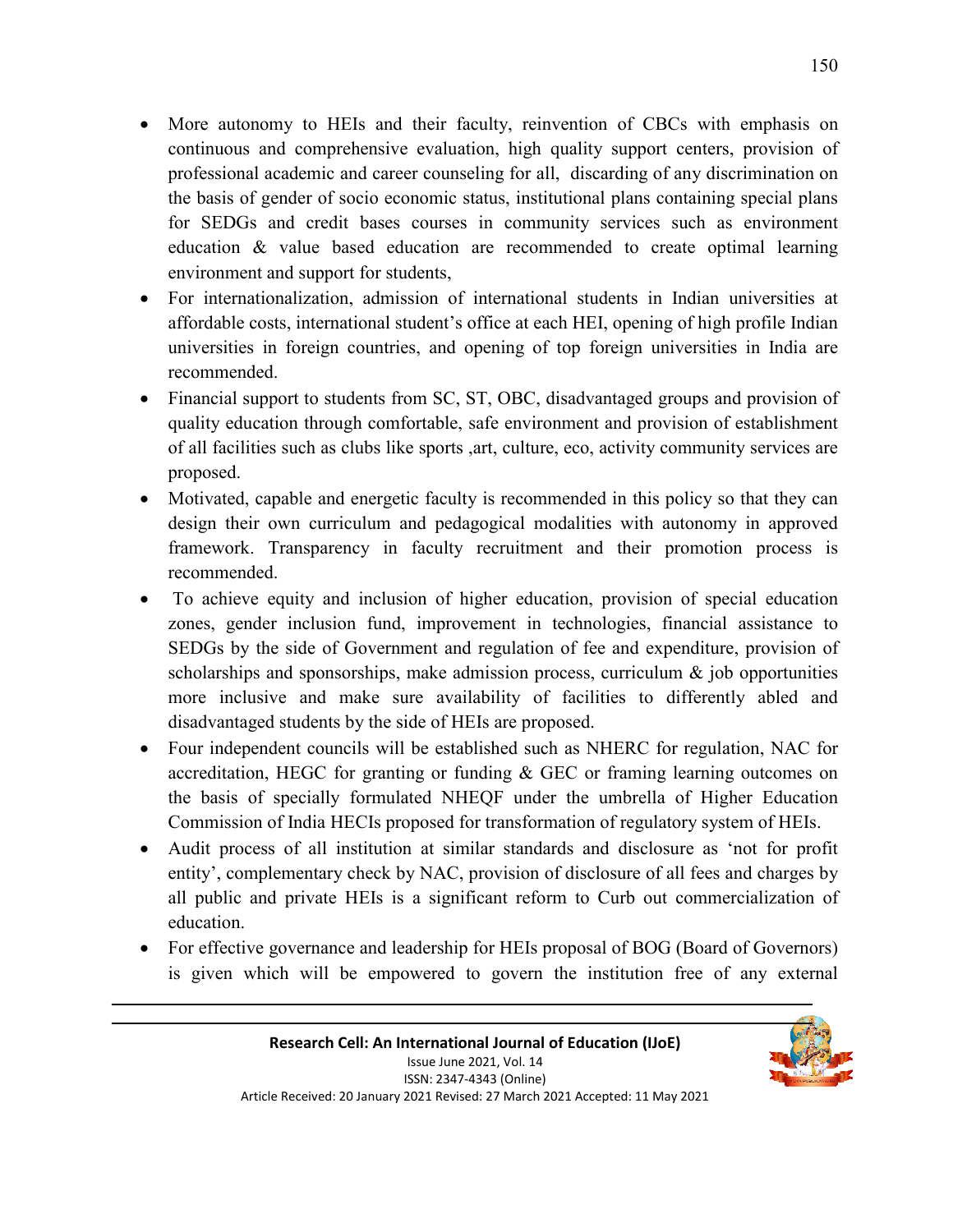- More autonomy to HEIs and their faculty, reinvention of CBCs with emphasis on continuous and comprehensive evaluation, high quality support centers, provision of professional academic and career counseling for all, discarding of any discrimination on the basis of gender of socio economic status, institutional plans containing special plans for SEDGs and credit bases courses in community services such as environment education & value based education are recommended to create optimal learning environment and support for students,
- For internationalization, admission of international students in Indian universities at affordable costs, international student's office at each HEI, opening of high profile Indian universities in foreign countries, and opening of top foreign universities in India are recommended.
- Financial support to students from SC, ST, OBC, disadvantaged groups and provision of quality education through comfortable, safe environment and provision of establishment of all facilities such as clubs like sports ,art, culture, eco, activity community services are proposed.
- Motivated, capable and energetic faculty is recommended in this policy so that they can design their own curriculum and pedagogical modalities with autonomy in approved framework. Transparency in faculty recruitment and their promotion process is recommended.
- To achieve equity and inclusion of higher education, provision of special education zones, gender inclusion fund, improvement in technologies, financial assistance to SEDGs by the side of Government and regulation of fee and expenditure, provision of scholarships and sponsorships, make admission process, curriculum & job opportunities more inclusive and make sure availability of facilities to differently abled and disadvantaged students by the side of HEIs are proposed.
- Four independent councils will be established such as NHERC for regulation, NAC for accreditation, HEGC for granting or funding & GEC or framing learning outcomes on the basis of specially formulated NHEQF under the umbrella of Higher Education Commission of India HECIs proposed for transformation of regulatory system of HEIs.
- Audit process of all institution at similar standards and disclosure as 'not for profit entity', complementary check by NAC, provision of disclosure of all fees and charges by all public and private HEIs is a significant reform to Curb out commercialization of education.
- For effective governance and leadership for HEIs proposal of BOG (Board of Governors) is given which will be empowered to govern the institution free of any external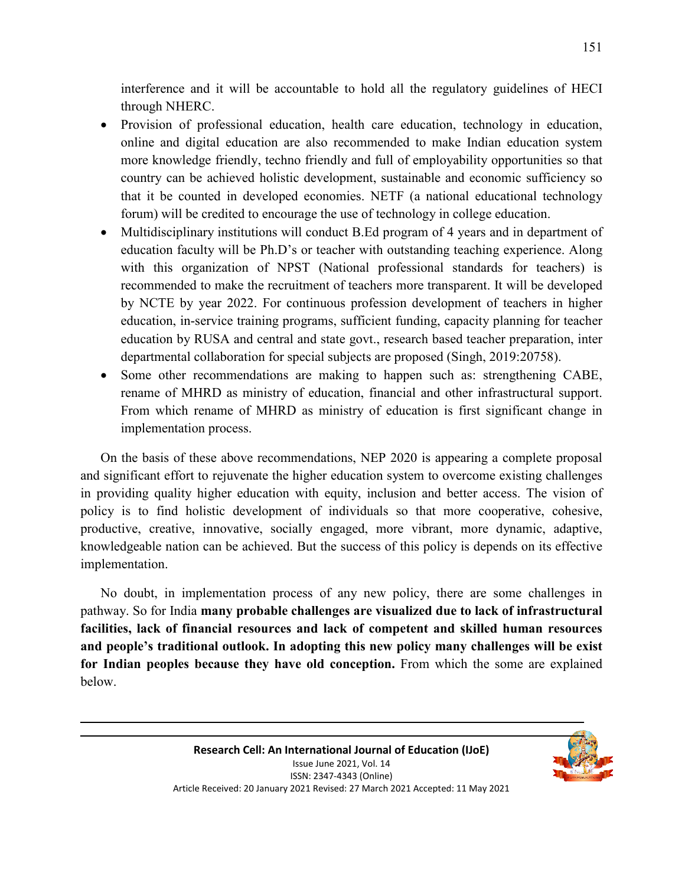interference and it will be accountable to hold all the regulatory guidelines of HECI through NHERC.

- Provision of professional education, health care education, technology in education, online and digital education are also recommended to make Indian education system more knowledge friendly, techno friendly and full of employability opportunities so that country can be achieved holistic development, sustainable and economic sufficiency so that it be counted in developed economies. NETF (a national educational technology forum) will be credited to encourage the use of technology in college education.
- Multidisciplinary institutions will conduct B.Ed program of 4 years and in department of education faculty will be Ph.D's or teacher with outstanding teaching experience. Along with this organization of NPST (National professional standards for teachers) is recommended to make the recruitment of teachers more transparent. It will be developed by NCTE by year 2022. For continuous profession development of teachers in higher education, in-service training programs, sufficient funding, capacity planning for teacher education by RUSA and central and state govt., research based teacher preparation, inter departmental collaboration for special subjects are proposed (Singh, 2019:20758).
- Some other recommendations are making to happen such as: strengthening CABE, rename of MHRD as ministry of education, financial and other infrastructural support. From which rename of MHRD as ministry of education is first significant change in implementation process.

On the basis of these above recommendations, NEP 2020 is appearing a complete proposal and significant effort to rejuvenate the higher education system to overcome existing challenges in providing quality higher education with equity, inclusion and better access. The vision of policy is to find holistic development of individuals so that more cooperative, cohesive, productive, creative, innovative, socially engaged, more vibrant, more dynamic, adaptive, knowledgeable nation can be achieved. But the success of this policy is depends on its effective implementation.

No doubt, in implementation process of any new policy, there are some challenges in pathway. So for India **many probable challenges are visualized due to lack of infrastructural facilities, lack of financial resources and lack of competent and skilled human resources and people's traditional outlook. In adopting this new policy many challenges will be exist for Indian peoples because they have old conception.** From which the some are explained below.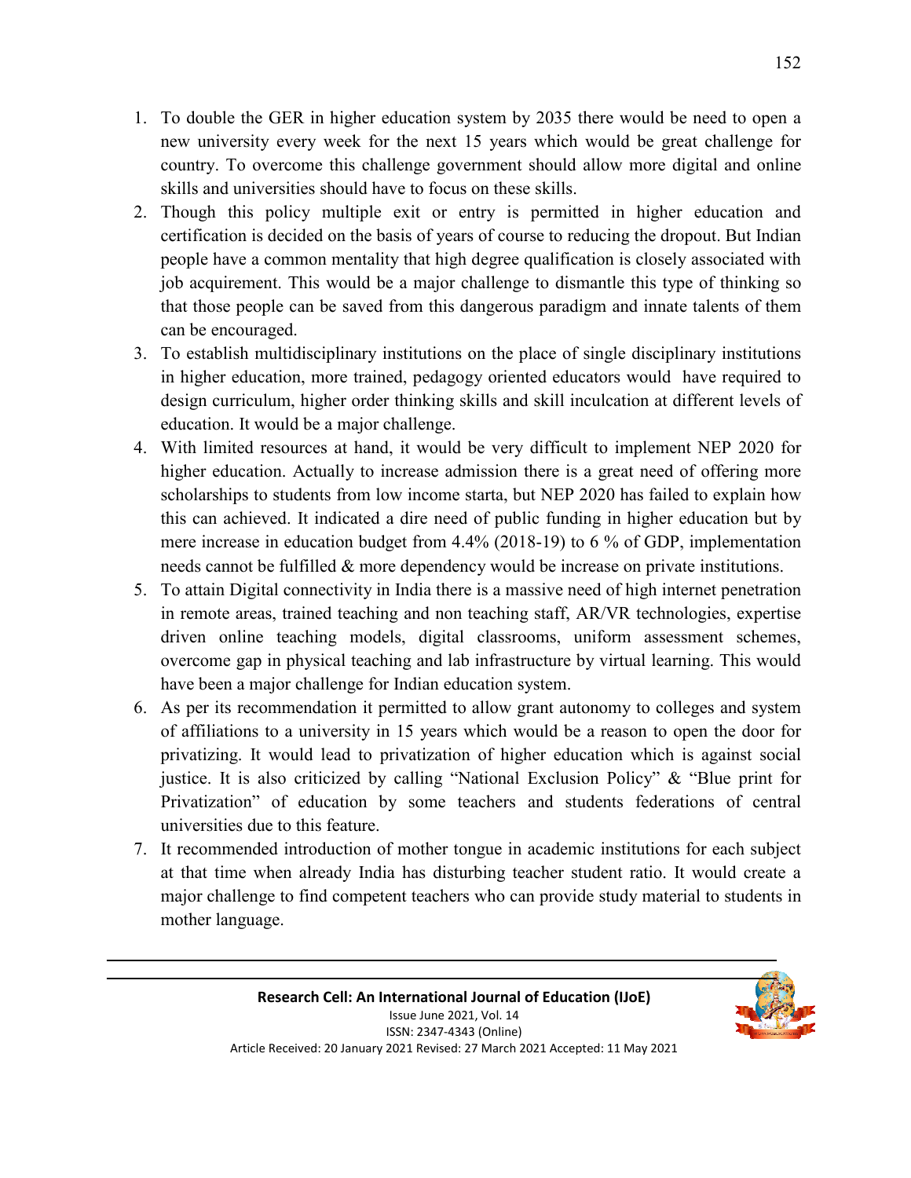1. To double the GER in higher education system by 2035 there would be need to open a new university every week for the next 15 years which would be great challenge for country. To overcome this challenge government should allow more digital and online skills and universities should have to focus on these skills.
2. Though this policy multiple exit or entry is permitted in higher education and certification is decided on the basis of years of course to reducing the dropout. But Indian people have a common mentality that high degree qualification is closely associated with job acquirement. This would be a major challenge to dismantle this type of thinking so that those people can be saved from this dangerous paradigm and innate talents of them can be encouraged.
3. To establish multidisciplinary institutions on the place of single disciplinary institutions in higher education, more trained, pedagogy oriented educators would have required to design curriculum, higher order thinking skills and skill inculcation at different levels of education. It would be a major challenge.
4. With limited resources at hand, it would be very difficult to implement NEP 2020 for higher education. Actually to increase admission there is a great need of offering more scholarships to students from low income starta, but NEP 2020 has failed to explain how this can achieved. It indicated a dire need of public funding in higher education but by mere increase in education budget from 4.4% (2018-19) to 6 % of GDP, implementation needs cannot be fulfilled & more dependency would be increase on private institutions.
5. To attain Digital connectivity in India there is a massive need of high internet penetration in remote areas, trained teaching and non teaching staff, AR/VR technologies, expertise driven online teaching models, digital classrooms, uniform assessment schemes, overcome gap in physical teaching and lab infrastructure by virtual learning. This would have been a major challenge for Indian education system.
6. As per its recommendation it permitted to allow grant autonomy to colleges and system of affiliations to a university in 15 years which would be a reason to open the door for privatizing. It would lead to privatization of higher education which is against social justice. It is also criticized by calling "National Exclusion Policy" & "Blue print for Privatization" of education by some teachers and students federations of central universities due to this feature.
7. It recommended introduction of mother tongue in academic institutions for each subject at that time when already India has disturbing teacher student ratio. It would create a major challenge to find competent teachers who can provide study material to students in mother language.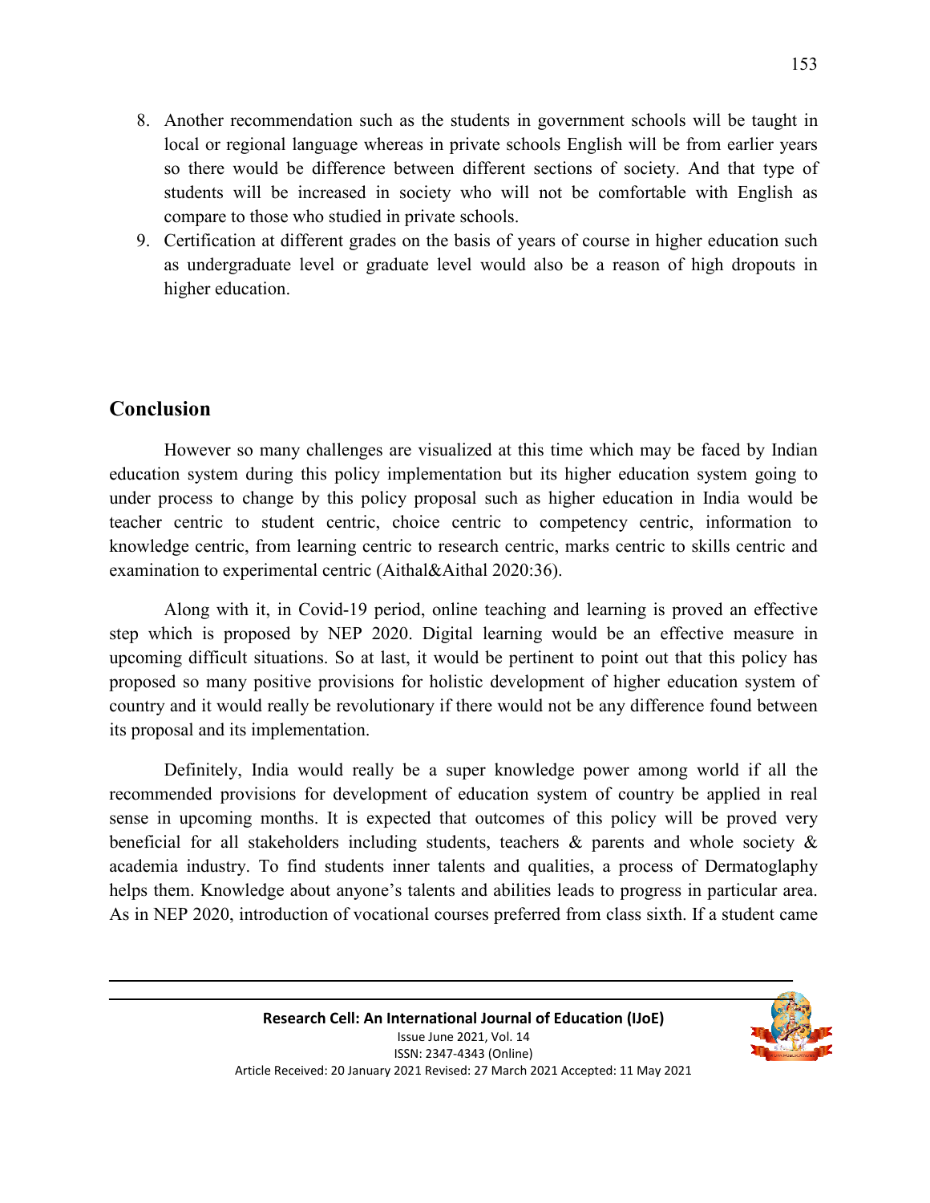8. Another recommendation such as the students in government schools will be taught in local or regional language whereas in private schools English will be from earlier years so there would be difference between different sections of society. And that type of students will be increased in society who will not be comfortable with English as compare to those who studied in private schools.
9. Certification at different grades on the basis of years of course in higher education such as undergraduate level or graduate level would also be a reason of high dropouts in higher education.

## Conclusion

However so many challenges are visualized at this time which may be faced by Indian education system during this policy implementation but its higher education system going to under process to change by this policy proposal such as higher education in India would be teacher centric to student centric, choice centric to competency centric, information to knowledge centric, from learning centric to research centric, marks centric to skills centric and examination to experimental centric (Aithal&Aithal 2020:36).

Along with it, in Covid-19 period, online teaching and learning is proved an effective step which is proposed by NEP 2020. Digital learning would be an effective measure in upcoming difficult situations. So at last, it would be pertinent to point out that this policy has proposed so many positive provisions for holistic development of higher education system of country and it would really be revolutionary if there would not be any difference found between its proposal and its implementation.

Definitely, India would really be a super knowledge power among world if all the recommended provisions for development of education system of country be applied in real sense in upcoming months. It is expected that outcomes of this policy will be proved very beneficial for all stakeholders including students, teachers & parents and whole society & academia industry. To find students inner talents and qualities, a process of Dermatoglaphy helps them. Knowledge about anyone's talents and abilities leads to progress in particular area. As in NEP 2020, introduction of vocational courses preferred from class sixth. If a student came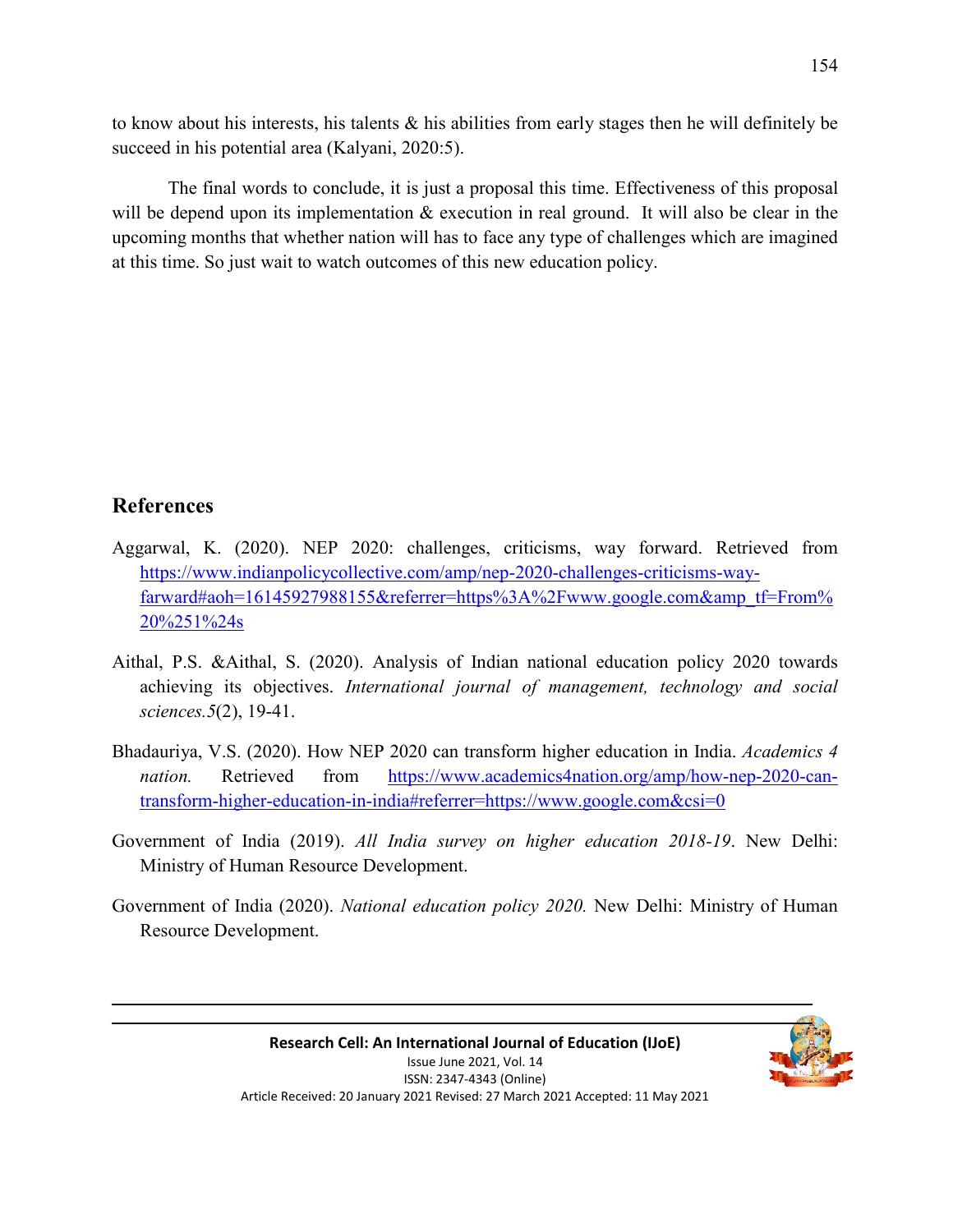to know about his interests, his talents & his abilities from early stages then he will definitely be succeed in his potential area (Kalyani, 2020:5).

The final words to conclude, it is just a proposal this time. Effectiveness of this proposal will be depend upon its implementation & execution in real ground. It will also be clear in the upcoming months that whether nation will has to face any type of challenges which are imagined at this time. So just wait to watch outcomes of this new education policy.

## References

Aggarwal, K. (2020). NEP 2020: challenges, criticisms, way forward. Retrieved from https://www.indianpolicycollective.com/amp/nep-2020-challenges-criticisms-way-farward#aoh=16145927988155&referrer=https%3A%2Fwww.google.com&amp_tf=From%20%251%24s

Aithal, P.S. &Aithal, S. (2020). Analysis of Indian national education policy 2020 towards achieving its objectives. *International journal of management, technology and social sciences.5*(2), 19-41.

Bhadauriya, V.S. (2020). How NEP 2020 can transform higher education in India. *Academics 4 nation.* Retrieved from https://www.academics4nation.org/amp/how-nep-2020-can-transform-higher-education-in-india#referrer=https://www.google.com&csi=0

Government of India (2019). *All India survey on higher education 2018-19*. New Delhi: Ministry of Human Resource Development.

Government of India (2020). *National education policy 2020.* New Delhi: Ministry of Human Resource Development.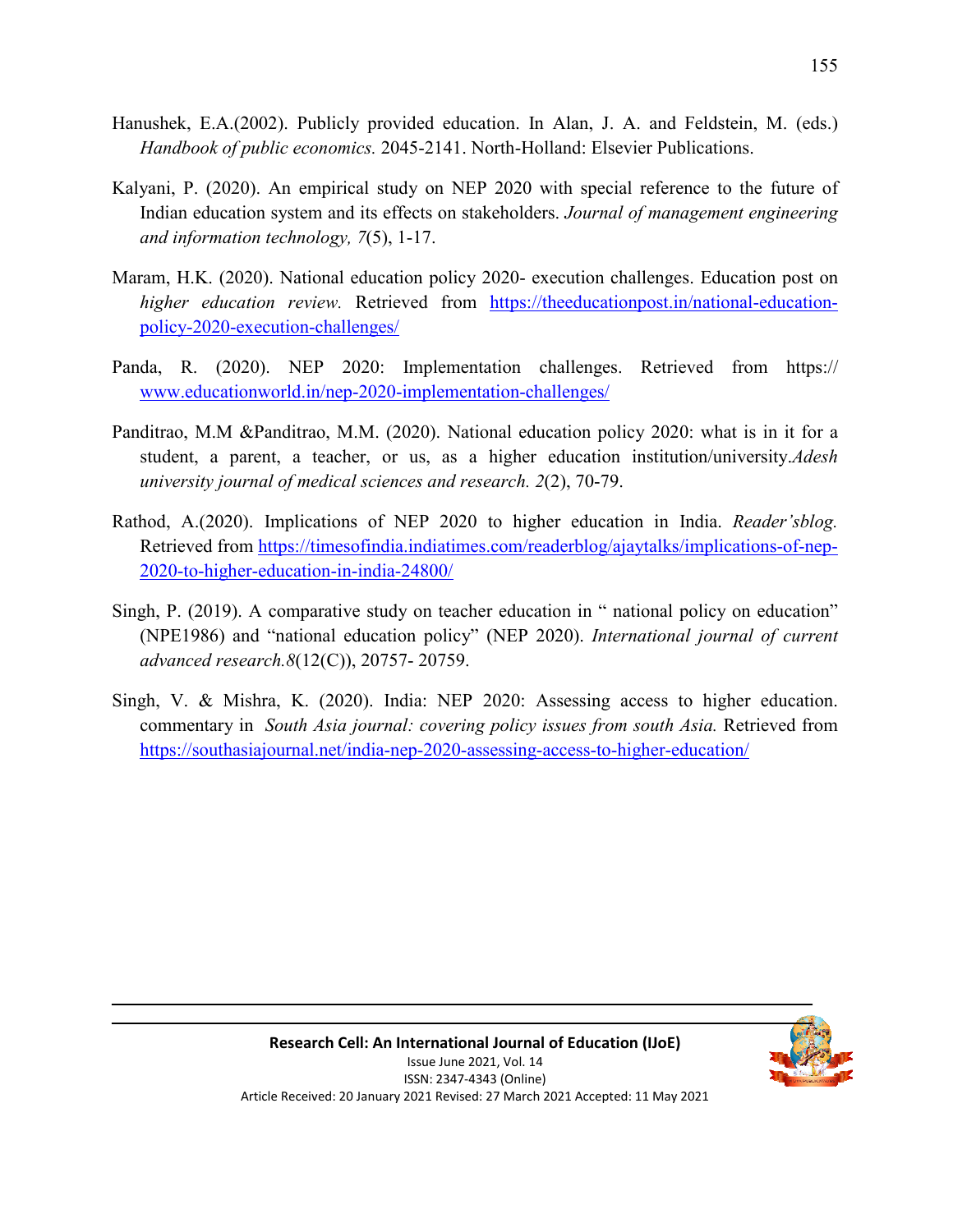Hanushek, E.A.(2002). Publicly provided education. In Alan, J. A. and Feldstein, M. (eds.) *Handbook of public economics.* 2045-2141. North-Holland: Elsevier Publications.

Kalyani, P. (2020). An empirical study on NEP 2020 with special reference to the future of Indian education system and its effects on stakeholders. *Journal of management engineering and information technology, 7*(5), 1-17.

Maram, H.K. (2020). National education policy 2020- execution challenges. Education post on *higher education review.* Retrieved from https://theeducationpost.in/national-education-policy-2020-execution-challenges/

Panda, R. (2020). NEP 2020: Implementation challenges. Retrieved from https:// www.educationworld.in/nep-2020-implementation-challenges/

Panditrao, M.M &Panditrao, M.M. (2020). National education policy 2020: what is in it for a student, a parent, a teacher, or us, as a higher education institution/university.*Adesh university journal of medical sciences and research. 2*(2), 70-79.

Rathod, A.(2020). Implications of NEP 2020 to higher education in India. *Reader'sblog.* Retrieved from https://timesofindia.indiatimes.com/readerblog/ajaytalks/implications-of-nep-2020-to-higher-education-in-india-24800/

Singh, P. (2019). A comparative study on teacher education in " national policy on education" (NPE1986) and "national education policy" (NEP 2020). *International journal of current advanced research.8*(12(C)), 20757- 20759.

Singh, V. & Mishra, K. (2020). India: NEP 2020: Assessing access to higher education. commentary in *South Asia journal: covering policy issues from south Asia.* Retrieved from https://southasiajournal.net/india-nep-2020-assessing-access-to-higher-education/